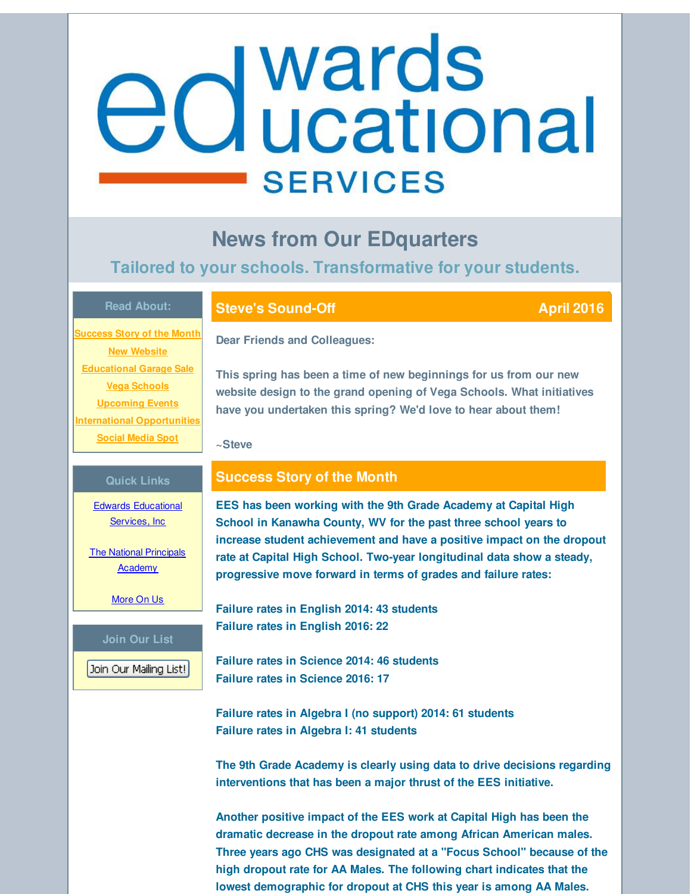# Edwards Educational Services

## News from Our EDquarters

### Tailored to your schools. Transformative for your students.

**Read About:**

- Success Story of the Month
- New Website
- Educational Garage Sale
- Vega Schools
- Upcoming Events
- International Opportunities
- Social Media Spot

**Quick Links**

- Edwards Educational Services, Inc
- The National Principals Academy
- More On Us

**Join Our List**

Join Our Mailing List!

## Steve's Sound-Off — April 2016

Dear Friends and Colleagues:

This spring has been a time of new beginnings for us from our new website design to the grand opening of Vega Schools. What initiatives have you undertaken this spring? We'd love to hear about them!

~Steve

## Success Story of the Month

EES has been working with the 9th Grade Academy at Capital High School in Kanawha County, WV for the past three school years to increase student achievement and have a positive impact on the dropout rate at Capital High School. Two-year longitudinal data show a steady, progressive move forward in terms of grades and failure rates:

Failure rates in English 2014: 43 students
Failure rates in English 2016: 22

Failure rates in Science 2014: 46 students
Failure rates in Science 2016: 17

Failure rates in Algebra I (no support) 2014: 61 students
Failure rates in Algebra I: 41 students

The 9th Grade Academy is clearly using data to drive decisions regarding interventions that has been a major thrust of the EES initiative.

Another positive impact of the EES work at Capital High has been the dramatic decrease in the dropout rate among African American males. Three years ago CHS was designated at a "Focus School" because of the high dropout rate for AA Males. The following chart indicates that the lowest demographic for dropout at CHS this year is among AA Males.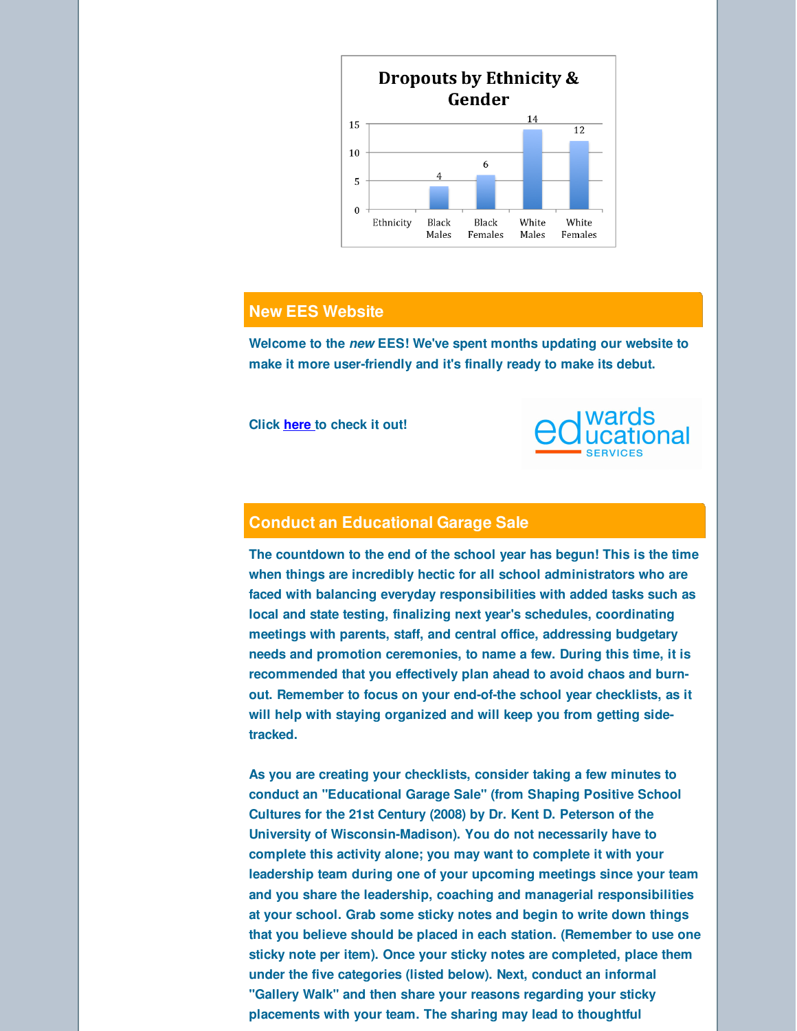**Dropouts by Ethnicity & Gender**

| Ethnicity | Black Males | Black Females | White Males | White Females |
|---|---|---|---|---|
| | 4 | 6 | 14 | 12 |

## New EES Website

**Welcome to the *new* EES! We've spent months updating our website to make it more user-friendly and it's finally ready to make its debut.**

**Click here to check it out!**

edwards educational SERVICES

## Conduct an Educational Garage Sale

**The countdown to the end of the school year has begun! This is the time when things are incredibly hectic for all school administrators who are faced with balancing everyday responsibilities with added tasks such as local and state testing, finalizing next year's schedules, coordinating meetings with parents, staff, and central office, addressing budgetary needs and promotion ceremonies, to name a few. During this time, it is recommended that you effectively plan ahead to avoid chaos and burn-out. Remember to focus on your end-of-the school year checklists, as it will help with staying organized and will keep you from getting side-tracked.**

**As you are creating your checklists, consider taking a few minutes to conduct an "Educational Garage Sale" (from Shaping Positive School Cultures for the 21st Century (2008) by Dr. Kent D. Peterson of the University of Wisconsin-Madison). You do not necessarily have to complete this activity alone; you may want to complete it with your leadership team during one of your upcoming meetings since your team and you share the leadership, coaching and managerial responsibilities at your school. Grab some sticky notes and begin to write down things that you believe should be placed in each station. (Remember to use one sticky note per item). Once your sticky notes are completed, place them under the five categories (listed below). Next, conduct an informal "Gallery Walk" and then share your reasons regarding your sticky placements with your team. The sharing may lead to thoughtful**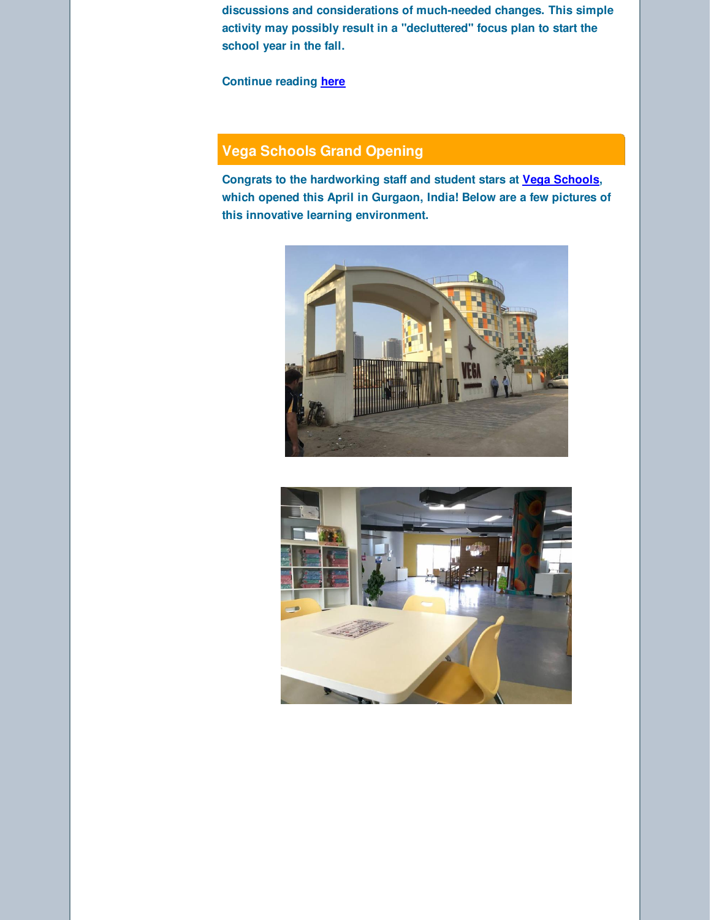**discussions and considerations of much-needed changes. This simple activity may possibly result in a "decluttered" focus plan to start the school year in the fall.**

**Continue reading [here]**

## Vega Schools Grand Opening

**Congrats to the hardworking staff and student stars at [Vega Schools], which opened this April in Gurgaon, India! Below are a few pictures of this innovative learning environment.**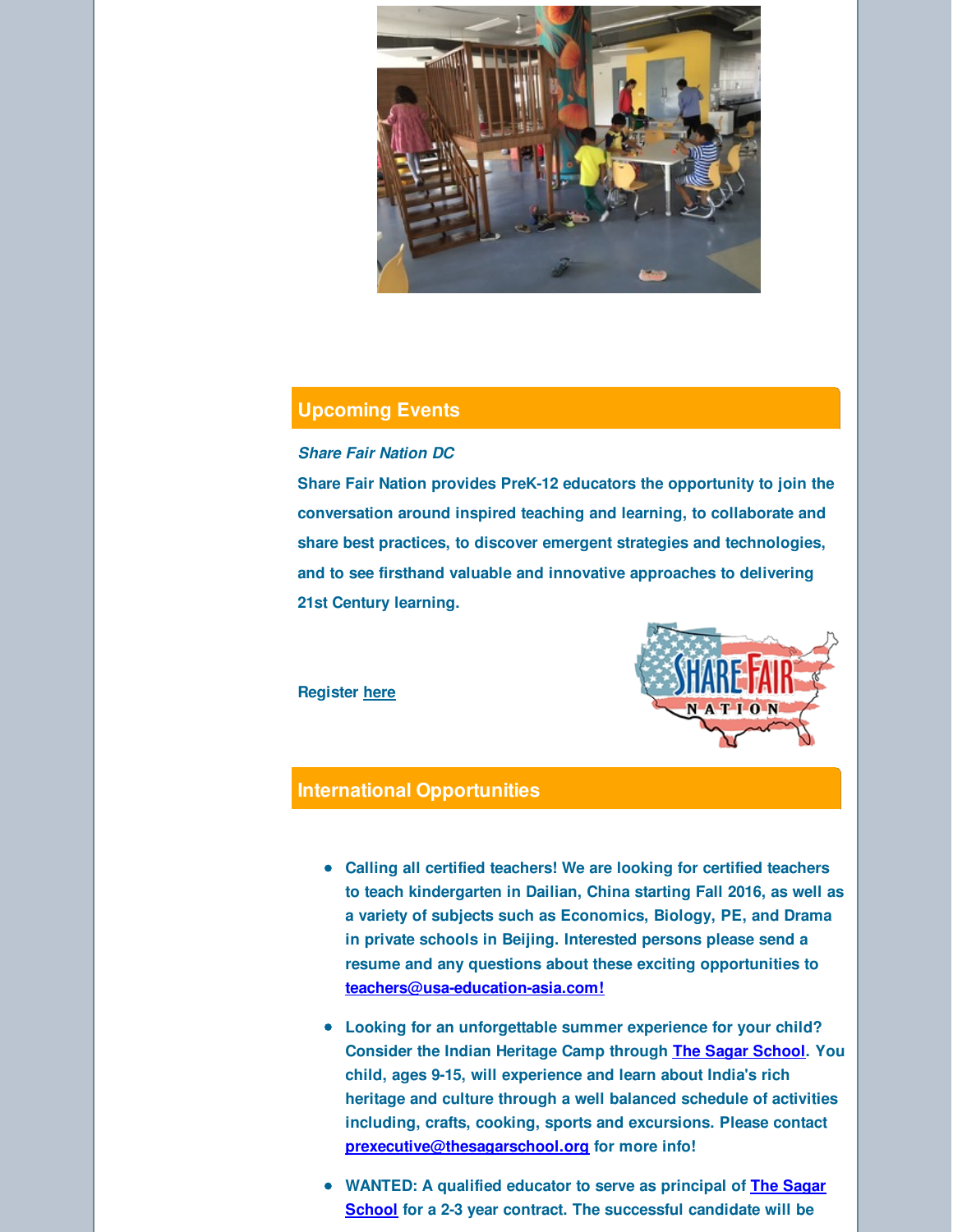## Upcoming Events

***Share Fair Nation DC***

**Share Fair Nation provides PreK-12 educators the opportunity to join the conversation around inspired teaching and learning, to collaborate and share best practices, to discover emergent strategies and technologies, and to see firsthand valuable and innovative approaches to delivering 21st Century learning.**

**Register here**

## International Opportunities

- **Calling all certified teachers! We are looking for certified teachers to teach kindergarten in Dailian, China starting Fall 2016, as well as a variety of subjects such as Economics, Biology, PE, and Drama in private schools in Beijing. Interested persons please send a resume and any questions about these exciting opportunities to teachers@usa-education-asia.com!**
- **Looking for an unforgettable summer experience for your child? Consider the Indian Heritage Camp through The Sagar School. You child, ages 9-15, will experience and learn about India's rich heritage and culture through a well balanced schedule of activities including, crafts, cooking, sports and excursions. Please contact prexecutive@thesagarschool.org for more info!**
- **WANTED: A qualified educator to serve as principal of The Sagar School for a 2-3 year contract. The successful candidate will be**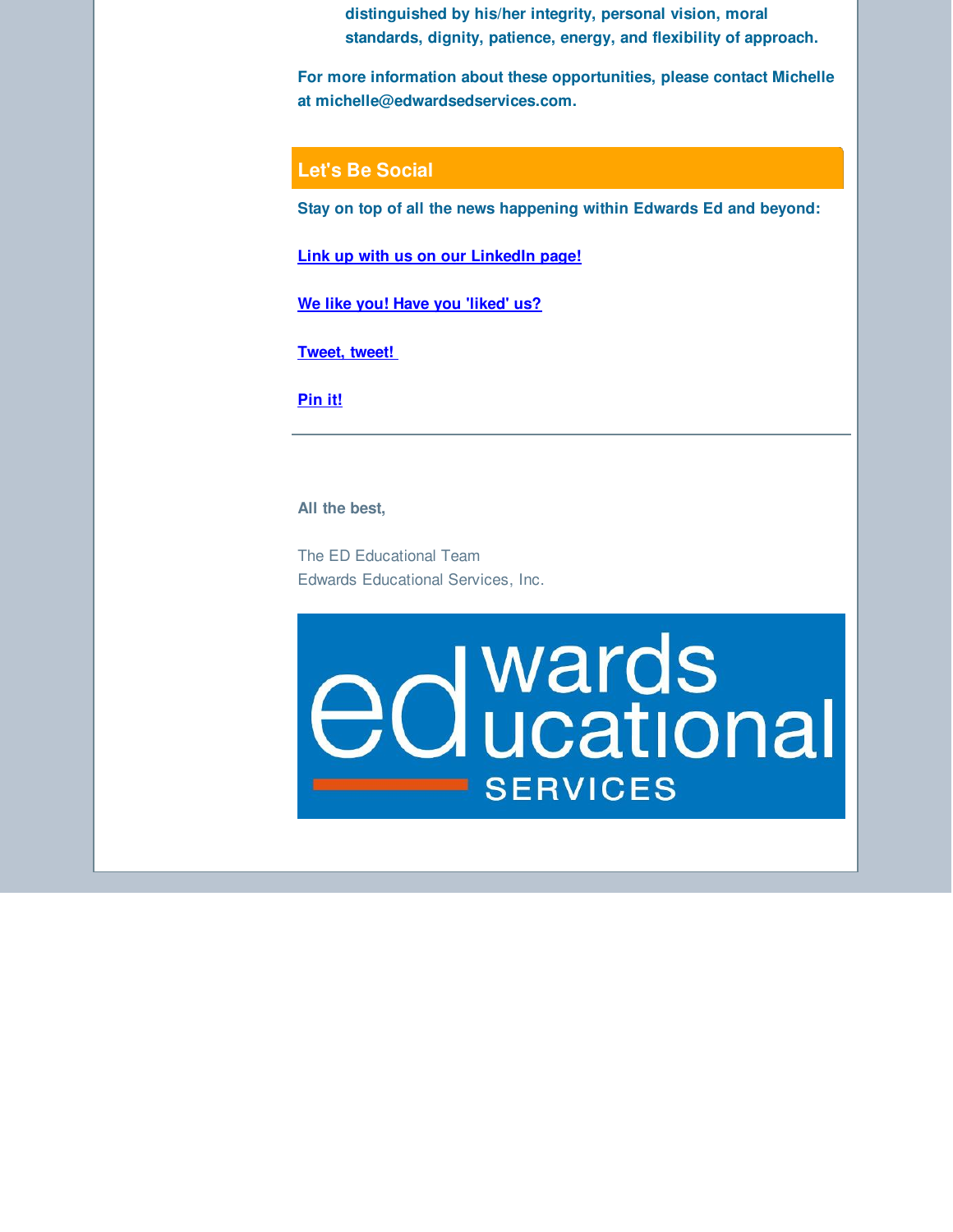**distinguished by his/her integrity, personal vision, moral standards, dignity, patience, energy, and flexibility of approach.**

**For more information about these opportunities, please contact Michelle at michelle@edwardsedservices.com.**

## Let's Be Social

**Stay on top of all the news happening within Edwards Ed and beyond:**

**Link up with us on our LinkedIn page!**

**We like you! Have you 'liked' us?**

**Tweet, tweet!**

**Pin it!**

---

**All the best,**

The ED Educational Team
Edwards Educational Services, Inc.

edwards educational SERVICES